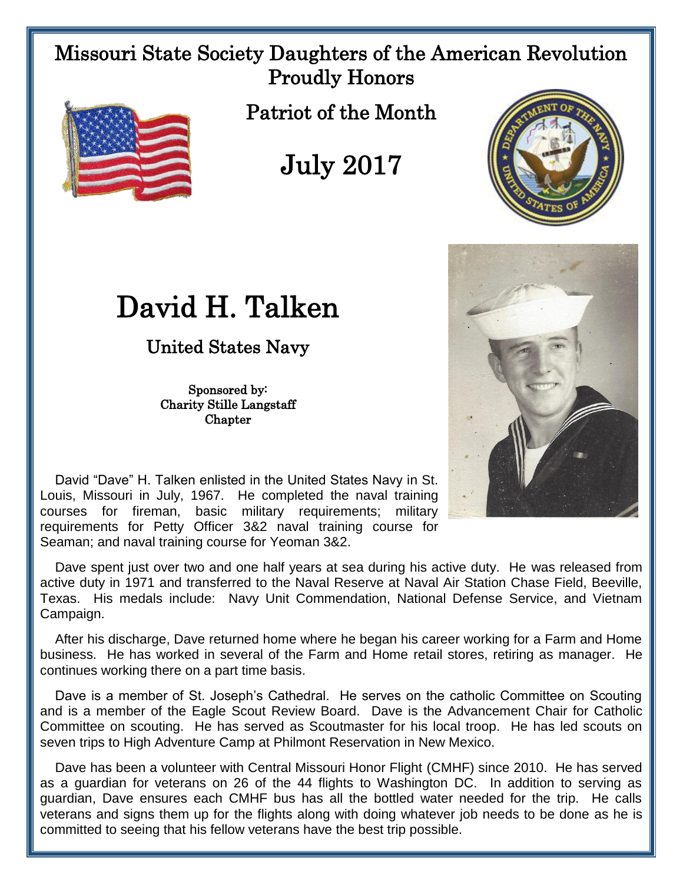Missouri State Society Daughters of the American Revolution
Proudly Honors

Patriot of the Month

July 2017

# David H. Talken

## United States Navy

Sponsored by:
Charity Stille Langstaff
Chapter

David "Dave" H. Talken enlisted in the United States Navy in St. Louis, Missouri in July, 1967. He completed the naval training courses for fireman, basic military requirements; military requirements for Petty Officer 3&2 naval training course for Seaman; and naval training course for Yeoman 3&2.

Dave spent just over two and one half years at sea during his active duty. He was released from active duty in 1971 and transferred to the Naval Reserve at Naval Air Station Chase Field, Beeville, Texas. His medals include: Navy Unit Commendation, National Defense Service, and Vietnam Campaign.

After his discharge, Dave returned home where he began his career working for a Farm and Home business. He has worked in several of the Farm and Home retail stores, retiring as manager. He continues working there on a part time basis.

Dave is a member of St. Joseph's Cathedral. He serves on the catholic Committee on Scouting and is a member of the Eagle Scout Review Board. Dave is the Advancement Chair for Catholic Committee on scouting. He has served as Scoutmaster for his local troop. He has led scouts on seven trips to High Adventure Camp at Philmont Reservation in New Mexico.

Dave has been a volunteer with Central Missouri Honor Flight (CMHF) since 2010. He has served as a guardian for veterans on 26 of the 44 flights to Washington DC. In addition to serving as guardian, Dave ensures each CMHF bus has all the bottled water needed for the trip. He calls veterans and signs them up for the flights along with doing whatever job needs to be done as he is committed to seeing that his fellow veterans have the best trip possible.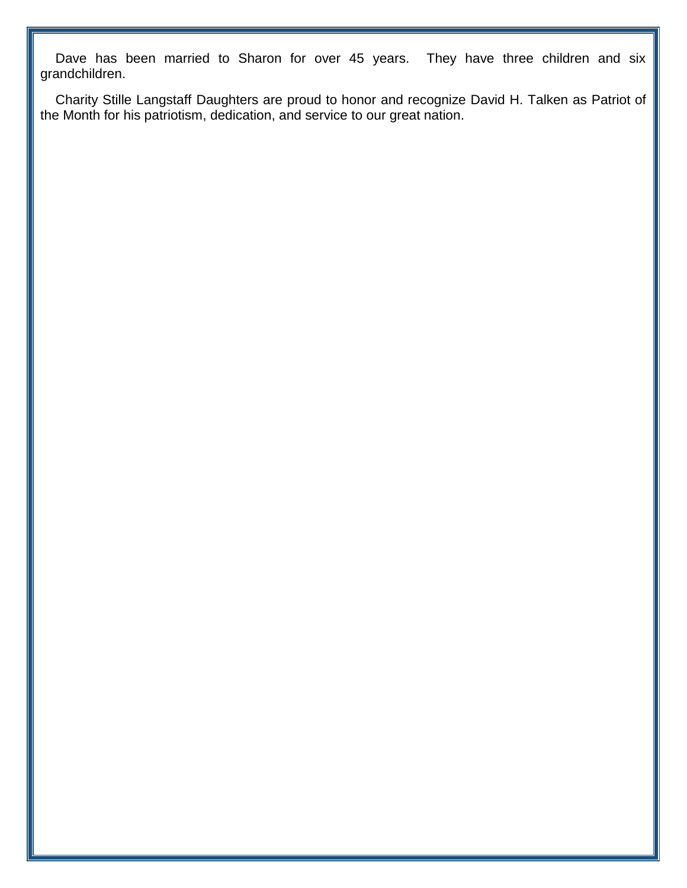Dave has been married to Sharon for over 45 years. They have three children and six grandchildren.

Charity Stille Langstaff Daughters are proud to honor and recognize David H. Talken as Patriot of the Month for his patriotism, dedication, and service to our great nation.